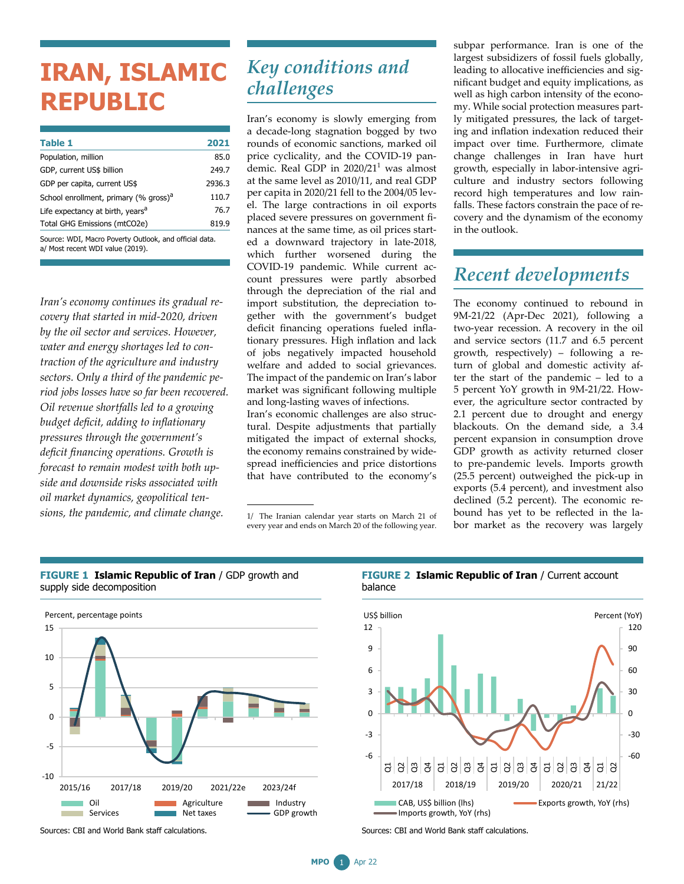# IRAN, ISLAMIC REPUBLIC

| Table 1 | 2021 |
|---|---|
| Population, million | 85.0 |
| GDP, current US$ billion | 249.7 |
| GDP per capita, current US$ | 2936.3 |
| School enrollment, primary (% gross)[a] | 110.7 |
| Life expectancy at birth, years[a] | 76.7 |
| Total GHG Emissions (mtCO2e) | 819.9 |

Source: WDI, Macro Poverty Outlook, and official data.
a/ Most recent WDI value (2019).

*Iran's economy continues its gradual recovery that started in mid-2020, driven by the oil sector and services. However, water and energy shortages led to contraction of the agriculture and industry sectors. Only a third of the pandemic period jobs losses have so far been recovered. Oil revenue shortfalls led to a growing budget deficit, adding to inflationary pressures through the government's deficit financing operations. Growth is forecast to remain modest with both upside and downside risks associated with oil market dynamics, geopolitical tensions, the pandemic, and climate change.*

## Key conditions and challenges

Iran's economy is slowly emerging from a decade-long stagnation bogged by two rounds of economic sanctions, marked oil price cyclicality, and the COVID-19 pandemic. Real GDP in 2020/21[1] was almost at the same level as 2010/11, and real GDP per capita in 2020/21 fell to the 2004/05 level. The large contractions in oil exports placed severe pressures on government finances at the same time, as oil prices started a downward trajectory in late-2018, which further worsened during the COVID-19 pandemic. While current account pressures were partly absorbed through the depreciation of the rial and import substitution, the depreciation together with the government's budget deficit financing operations fueled inflationary pressures. High inflation and lack of jobs negatively impacted household welfare and added to social grievances. The impact of the pandemic on Iran's labor market was significant following multiple and long-lasting waves of infections.

Iran's economic challenges are also structural. Despite adjustments that partially mitigated the impact of external shocks, the economy remains constrained by widespread inefficiencies and price distortions that have contributed to the economy's subpar performance. Iran is one of the largest subsidizers of fossil fuels globally, leading to allocative inefficiencies and significant budget and equity implications, as well as high carbon intensity of the economy. While social protection measures partly mitigated pressures, the lack of targeting and inflation indexation reduced their impact over time. Furthermore, climate change challenges in Iran have hurt growth, especially in labor-intensive agriculture and industry sectors following record high temperatures and low rainfalls. These factors constrain the pace of recovery and the dynamism of the economy in the outlook.

1/ The Iranian calendar year starts on March 21 of every year and ends on March 20 of the following year.

## Recent developments

The economy continued to rebound in 9M-21/22 (Apr-Dec 2021), following a two-year recession. A recovery in the oil and service sectors (11.7 and 6.5 percent growth, respectively) – following a return of global and domestic activity after the start of the pandemic – led to a 5 percent YoY growth in 9M-21/22. However, the agriculture sector contracted by 2.1 percent due to drought and energy blackouts. On the demand side, a 3.4 percent expansion in consumption drove GDP growth as activity returned closer to pre-pandemic levels. Imports growth (25.5 percent) outweighed the pick-up in exports (5.4 percent), and investment also declined (5.2 percent). The economic rebound has yet to be reflected in the labor market as the recovery was largely

**FIGURE 1 Islamic Republic of Iran** / GDP growth and supply side decomposition

Sources: CBI and World Bank staff calculations.

**FIGURE 2 Islamic Republic of Iran** / Current account balance

Sources: CBI and World Bank staff calculations.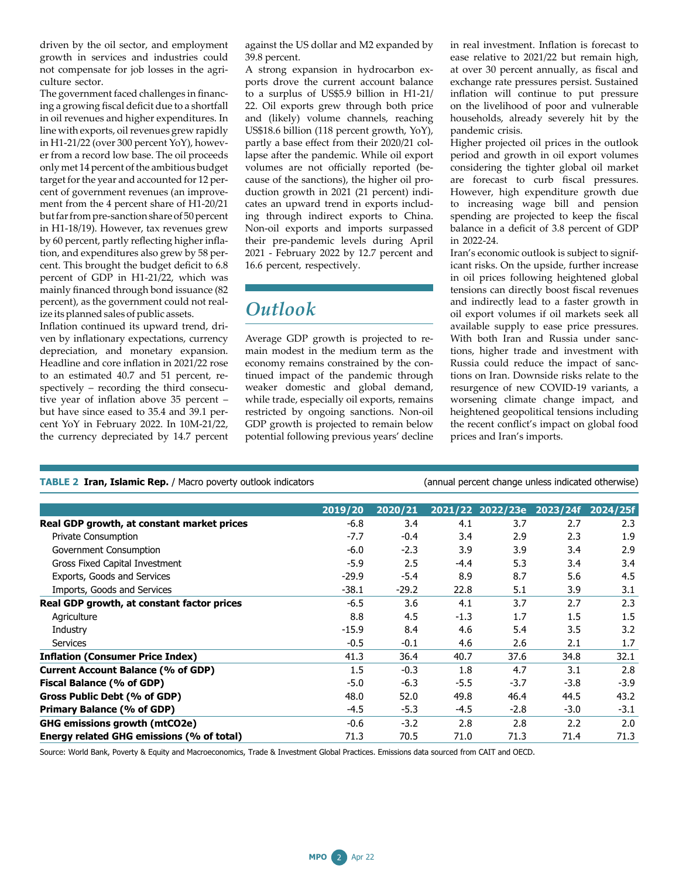driven by the oil sector, and employment growth in services and industries could not compensate for job losses in the agriculture sector.

The government faced challenges in financing a growing fiscal deficit due to a shortfall in oil revenues and higher expenditures. In line with exports, oil revenues grew rapidly in H1-21/22 (over 300 percent YoY), however from a record low base. The oil proceeds only met 14 percent of the ambitious budget target for the year and accounted for 12 percent of government revenues (an improvement from the 4 percent share of H1-20/21 but far from pre-sanction share of 50 percent in H1-18/19). However, tax revenues grew by 60 percent, partly reflecting higher inflation, and expenditures also grew by 58 percent. This brought the budget deficit to 6.8 percent of GDP in H1-21/22, which was mainly financed through bond issuance (82 percent), as the government could not realize its planned sales of public assets.

Inflation continued its upward trend, driven by inflationary expectations, currency depreciation, and monetary expansion. Headline and core inflation in 2021/22 rose to an estimated 40.7 and 51 percent, respectively – recording the third consecutive year of inflation above 35 percent – but have since eased to 35.4 and 39.1 percent YoY in February 2022. In 10M-21/22, the currency depreciated by 14.7 percent against the US dollar and M2 expanded by 39.8 percent.

A strong expansion in hydrocarbon exports drove the current account balance to a surplus of US$5.9 billion in H1-21/22. Oil exports grew through both price and (likely) volume channels, reaching US$18.6 billion (118 percent growth, YoY), partly a base effect from their 2020/21 collapse after the pandemic. While oil export volumes are not officially reported (because of the sanctions), the higher oil production growth in 2021 (21 percent) indicates an upward trend in exports including through indirect exports to China. Non-oil exports and imports surpassed their pre-pandemic levels during April 2021 - February 2022 by 12.7 percent and 16.6 percent, respectively.

## *Outlook*

Average GDP growth is projected to remain modest in the medium term as the economy remains constrained by the continued impact of the pandemic through weaker domestic and global demand, while trade, especially oil exports, remains restricted by ongoing sanctions. Non-oil GDP growth is projected to remain below potential following previous years' decline in real investment. Inflation is forecast to ease relative to 2021/22 but remain high, at over 30 percent annually, as fiscal and exchange rate pressures persist. Sustained inflation will continue to put pressure on the livelihood of poor and vulnerable households, already severely hit by the pandemic crisis.

Higher projected oil prices in the outlook period and growth in oil export volumes considering the tighter global oil market are forecast to curb fiscal pressures. However, high expenditure growth due to increasing wage bill and pension spending are projected to keep the fiscal balance in a deficit of 3.8 percent of GDP in 2022-24.

Iran's economic outlook is subject to significant risks. On the upside, further increase in oil prices following heightened global tensions can directly boost fiscal revenues and indirectly lead to a faster growth in oil export volumes if oil markets seek all available supply to ease price pressures. With both Iran and Russia under sanctions, higher trade and investment with Russia could reduce the impact of sanctions on Iran. Downside risks relate to the resurgence of new COVID-19 variants, a worsening climate change impact, and heightened geopolitical tensions including the recent conflict's impact on global food prices and Iran's imports.

**TABLE 2 Iran, Islamic Rep.** / Macro poverty outlook indicators (annual percent change unless indicated otherwise)

| | 2019/20 | 2020/21 | 2021/22 | 2022/23e | 2023/24f | 2024/25f |
|---|---|---|---|---|---|---|
| **Real GDP growth, at constant market prices** | -6.8 | 3.4 | 4.1 | 3.7 | 2.7 | 2.3 |
| Private Consumption | -7.7 | -0.4 | 3.4 | 2.9 | 2.3 | 1.9 |
| Government Consumption | -6.0 | -2.3 | 3.9 | 3.9 | 3.4 | 2.9 |
| Gross Fixed Capital Investment | -5.9 | 2.5 | -4.4 | 5.3 | 3.4 | 3.4 |
| Exports, Goods and Services | -29.9 | -5.4 | 8.9 | 8.7 | 5.6 | 4.5 |
| Imports, Goods and Services | -38.1 | -29.2 | 22.8 | 5.1 | 3.9 | 3.1 |
| **Real GDP growth, at constant factor prices** | -6.5 | 3.6 | 4.1 | 3.7 | 2.7 | 2.3 |
| Agriculture | 8.8 | 4.5 | -1.3 | 1.7 | 1.5 | 1.5 |
| Industry | -15.9 | 8.4 | 4.6 | 5.4 | 3.5 | 3.2 |
| Services | -0.5 | -0.1 | 4.6 | 2.6 | 2.1 | 1.7 |
| **Inflation (Consumer Price Index)** | 41.3 | 36.4 | 40.7 | 37.6 | 34.8 | 32.1 |
| **Current Account Balance (% of GDP)** | 1.5 | -0.3 | 1.8 | 4.7 | 3.1 | 2.8 |
| **Fiscal Balance (% of GDP)** | -5.0 | -6.3 | -5.5 | -3.7 | -3.8 | -3.9 |
| **Gross Public Debt (% of GDP)** | 48.0 | 52.0 | 49.8 | 46.4 | 44.5 | 43.2 |
| **Primary Balance (% of GDP)** | -4.5 | -5.3 | -4.5 | -2.8 | -3.0 | -3.1 |
| **GHG emissions growth (mtCO2e)** | -0.6 | -3.2 | 2.8 | 2.8 | 2.2 | 2.0 |
| **Energy related GHG emissions (% of total)** | 71.3 | 70.5 | 71.0 | 71.3 | 71.4 | 71.3 |

Source: World Bank, Poverty & Equity and Macroeconomics, Trade & Investment Global Practices. Emissions data sourced from CAIT and OECD.